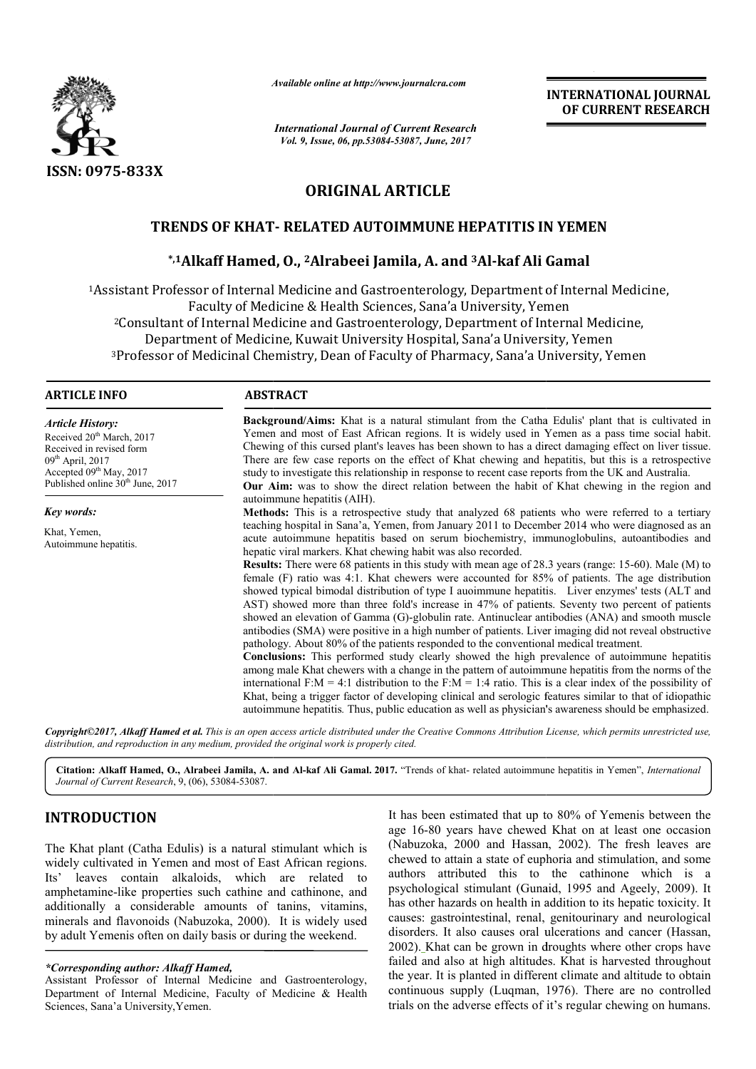*Available online at http://www.journalcra.com*

*International Journal of Current Research*
*Vol. 9, Issue, 06, pp.53084-53087, June, 2017*

**INTERNATIONAL JOURNAL OF CURRENT RESEARCH**

ISSN: 0975-833X

## ORIGINAL ARTICLE

# TRENDS OF KHAT- RELATED AUTOIMMUNE HEPATITIS IN YEMEN

**\*,1Alkaff Hamed, O., 2Alrabeei Jamila, A. and 3Al-kaf Ali Gamal**

[1]Assistant Professor of Internal Medicine and Gastroenterology, Department of Internal Medicine, Faculty of Medicine & Health Sciences, Sana'a University, Yemen

[2]Consultant of Internal Medicine and Gastroenterology, Department of Internal Medicine, Department of Medicine, Kuwait University Hospital, Sana'a University, Yemen

[3]Professor of Medicinal Chemistry, Dean of Faculty of Pharmacy, Sana'a University, Yemen

### ARTICLE INFO

*Article History:*

Received 20th March, 2017
Received in revised form
09th April, 2017
Accepted 09th May, 2017
Published online 30th June, 2017

*Key words:*

Khat, Yemen,
Autoimmune hepatitis.

### ABSTRACT

**Background/Aims:** Khat is a natural stimulant from the Catha Edulis' plant that is cultivated in Yemen and most of East African regions. It is widely used in Yemen as a pass time social habit. Chewing of this cursed plant's leaves has been shown to has a direct damaging effect on liver tissue. There are few case reports on the effect of Khat chewing and hepatitis, but this is a retrospective study to investigate this relationship in response to recent case reports from the UK and Australia.

**Our Aim:** was to show the direct relation between the habit of Khat chewing in the region and autoimmune hepatitis (AIH).

**Methods:** This is a retrospective study that analyzed 68 patients who were referred to a tertiary teaching hospital in Sana'a, Yemen, from January 2011 to December 2014 who were diagnosed as an acute autoimmune hepatitis based on serum biochemistry, immunoglobulins, autoantibodies and hepatic viral markers. Khat chewing habit was also recorded.

**Results:** There were 68 patients in this study with mean age of 28.3 years (range: 15-60). Male (M) to female (F) ratio was 4:1. Khat chewers were accounted for 85% of patients. The age distribution showed typical bimodal distribution of type I auoimmune hepatitis. Liver enzymes' tests (ALT and AST) showed more than three fold's increase in 47% of patients. Seventy two percent of patients showed an elevation of Gamma (G)-globulin rate. Antinuclear antibodies (ANA) and smooth muscle antibodies (SMA) were positive in a high number of patients. Liver imaging did not reveal obstructive pathology. About 80% of the patients responded to the conventional medical treatment.

**Conclusions:** This performed study clearly showed the high prevalence of autoimmune hepatitis among male Khat chewers with a change in the pattern of autoimmune hepatitis from the norms of the international F:M = 4:1 distribution to the F:M = 1:4 ratio. This is a clear index of the possibility of Khat, being a trigger factor of developing clinical and serologic features similar to that of idiopathic autoimmune hepatitis. Thus, public education as well as physician's awareness should be emphasized.

***Copyright©2017, Alkaff Hamed et al.** This is an open access article distributed under the Creative Commons Attribution License, which permits unrestricted use, distribution, and reproduction in any medium, provided the original work is properly cited.*

**Citation: Alkaff Hamed, O., Alrabeei Jamila, A. and Al-kaf Ali Gamal. 2017.** "Trends of khat- related autoimmune hepatitis in Yemen", *International Journal of Current Research*, 9, (06), 53084-53087.

## INTRODUCTION

The Khat plant (Catha Edulis) is a natural stimulant which is widely cultivated in Yemen and most of East African regions. Its' leaves contain alkaloids, which are related to amphetamine-like properties such cathine and cathinone, and additionally a considerable amounts of tanins, vitamins, minerals and flavonoids (Nabuzoka, 2000). It is widely used by adult Yemenis often on daily basis or during the weekend.

It has been estimated that up to 80% of Yemenis between the age 16-80 years have chewed Khat on at least one occasion (Nabuzoka, 2000 and Hassan, 2002). The fresh leaves are chewed to attain a state of euphoria and stimulation, and some authors attributed this to the cathinone which is a psychological stimulant (Gunaid, 1995 and Ageely, 2009). It has other hazards on health in addition to its hepatic toxicity. It causes: gastrointestinal, renal, genitourinary and neurological disorders. It also causes oral ulcerations and cancer (Hassan, 2002). Khat can be grown in droughts where other crops have failed and also at high altitudes. Khat is harvested throughout the year. It is planted in different climate and altitude to obtain continuous supply (Luqman, 1976). There are no controlled trials on the adverse effects of it's regular chewing on humans.

**\*Corresponding author: Alkaff Hamed,**
Assistant Professor of Internal Medicine and Gastroenterology, Department of Internal Medicine, Faculty of Medicine & Health Sciences, Sana'a University,Yemen.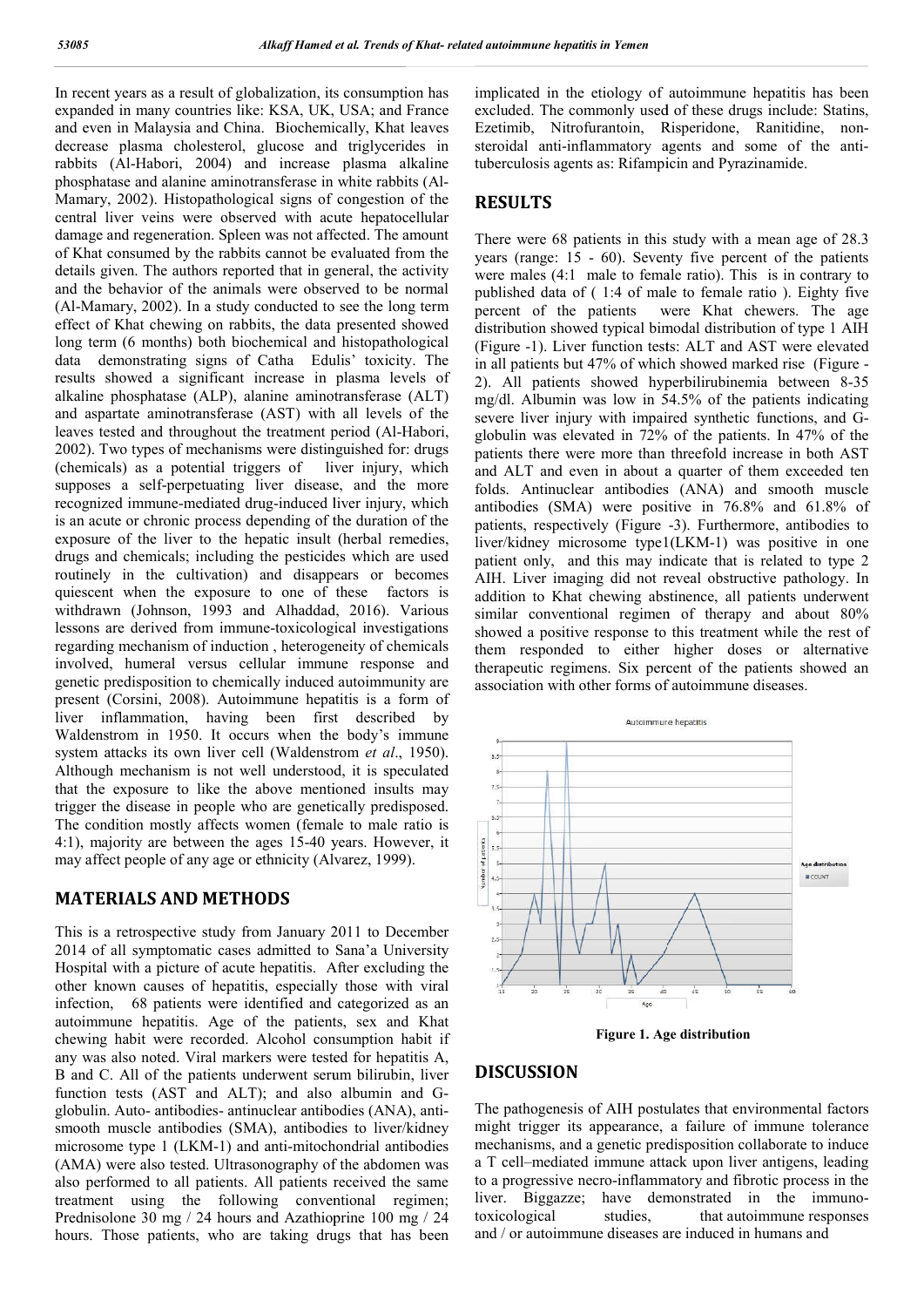In recent years as a result of globalization, its consumption has expanded in many countries like: KSA, UK, USA; and France and even in Malaysia and China. Biochemically, Khat leaves decrease plasma cholesterol, glucose and triglycerides in rabbits (Al-Habori, 2004) and increase plasma alkaline phosphatase and alanine aminotransferase in white rabbits (Al-Mamary, 2002). Histopathological signs of congestion of the central liver veins were observed with acute hepatocellular damage and regeneration. Spleen was not affected. The amount of Khat consumed by the rabbits cannot be evaluated from the details given. The authors reported that in general, the activity and the behavior of the animals were observed to be normal (Al-Mamary, 2002). In a study conducted to see the long term effect of Khat chewing on rabbits, the data presented showed long term (6 months) both biochemical and histopathological data demonstrating signs of Catha Edulis' toxicity. The results showed a significant increase in plasma levels of alkaline phosphatase (ALP), alanine aminotransferase (ALT) and aspartate aminotransferase (AST) with all levels of the leaves tested and throughout the treatment period (Al-Habori, 2002). Two types of mechanisms were distinguished for: drugs (chemicals) as a potential triggers of liver injury, which supposes a self-perpetuating liver disease, and the more recognized immune-mediated drug-induced liver injury, which is an acute or chronic process depending of the duration of the exposure of the liver to the hepatic insult (herbal remedies, drugs and chemicals; including the pesticides which are used routinely in the cultivation) and disappears or becomes quiescent when the exposure to one of these factors is withdrawn (Johnson, 1993 and Alhaddad, 2016). Various lessons are derived from immune-toxicological investigations regarding mechanism of induction , heterogeneity of chemicals involved, humeral versus cellular immune response and genetic predisposition to chemically induced autoimmunity are present (Corsini, 2008). Autoimmune hepatitis is a form of liver inflammation, having been first described by Waldenstrom in 1950. It occurs when the body's immune system attacks its own liver cell (Waldenstrom *et al*., 1950). Although mechanism is not well understood, it is speculated that the exposure to like the above mentioned insults may trigger the disease in people who are genetically predisposed. The condition mostly affects women (female to male ratio is 4:1), majority are between the ages 15-40 years. However, it may affect people of any age or ethnicity (Alvarez, 1999).

## MATERIALS AND METHODS

This is a retrospective study from January 2011 to December 2014 of all symptomatic cases admitted to Sana'a University Hospital with a picture of acute hepatitis. After excluding the other known causes of hepatitis, especially those with viral infection, 68 patients were identified and categorized as an autoimmune hepatitis. Age of the patients, sex and Khat chewing habit were recorded. Alcohol consumption habit if any was also noted. Viral markers were tested for hepatitis A, B and C. All of the patients underwent serum bilirubin, liver function tests (AST and ALT); and also albumin and G-globulin. Auto- antibodies- antinuclear antibodies (ANA), anti-smooth muscle antibodies (SMA), antibodies to liver/kidney microsome type 1 (LKM-1) and anti-mitochondrial antibodies (AMA) were also tested. Ultrasonography of the abdomen was also performed to all patients. All patients received the same treatment using the following conventional regimen; Prednisolone 30 mg / 24 hours and Azathioprine 100 mg / 24 hours. Those patients, who are taking drugs that has been implicated in the etiology of autoimmune hepatitis has been excluded. The commonly used of these drugs include: Statins, Ezetimib, Nitrofurantoin, Risperidone, Ranitidine, non-steroidal anti-inflammatory agents and some of the anti-tuberculosis agents as: Rifampicin and Pyrazinamide.

## RESULTS

There were 68 patients in this study with a mean age of 28.3 years (range: 15 - 60). Seventy five percent of the patients were males (4:1 male to female ratio). This is in contrary to published data of ( 1:4 of male to female ratio ). Eighty five percent of the patients were Khat chewers. The age distribution showed typical bimodal distribution of type 1 AIH (Figure -1). Liver function tests: ALT and AST were elevated in all patients but 47% of which showed marked rise (Figure - 2). All patients showed hyperbilirubinemia between 8-35 mg/dl. Albumin was low in 54.5% of the patients indicating severe liver injury with impaired synthetic functions, and G-globulin was elevated in 72% of the patients. In 47% of the patients there were more than threefold increase in both AST and ALT and even in about a quarter of them exceeded ten folds. Antinuclear antibodies (ANA) and smooth muscle antibodies (SMA) were positive in 76.8% and 61.8% of patients, respectively (Figure -3). Furthermore, antibodies to liver/kidney microsome type1(LKM-1) was positive in one patient only, and this may indicate that is related to type 2 AIH. Liver imaging did not reveal obstructive pathology. In addition to Khat chewing abstinence, all patients underwent similar conventional regimen of therapy and about 80% showed a positive response to this treatment while the rest of them responded to either higher doses or alternative therapeutic regimens. Six percent of the patients showed an association with other forms of autoimmune diseases.

**Figure 1. Age distribution**

## DISCUSSION

The pathogenesis of AIH postulates that environmental factors might trigger its appearance, a failure of immune tolerance mechanisms, and a genetic predisposition collaborate to induce a T cell–mediated immune attack upon liver antigens, leading to a progressive necro-inflammatory and fibrotic process in the liver. Biggazze; have demonstrated in the immuno-toxicological studies, that autoimmune responses and / or autoimmune diseases are induced in humans and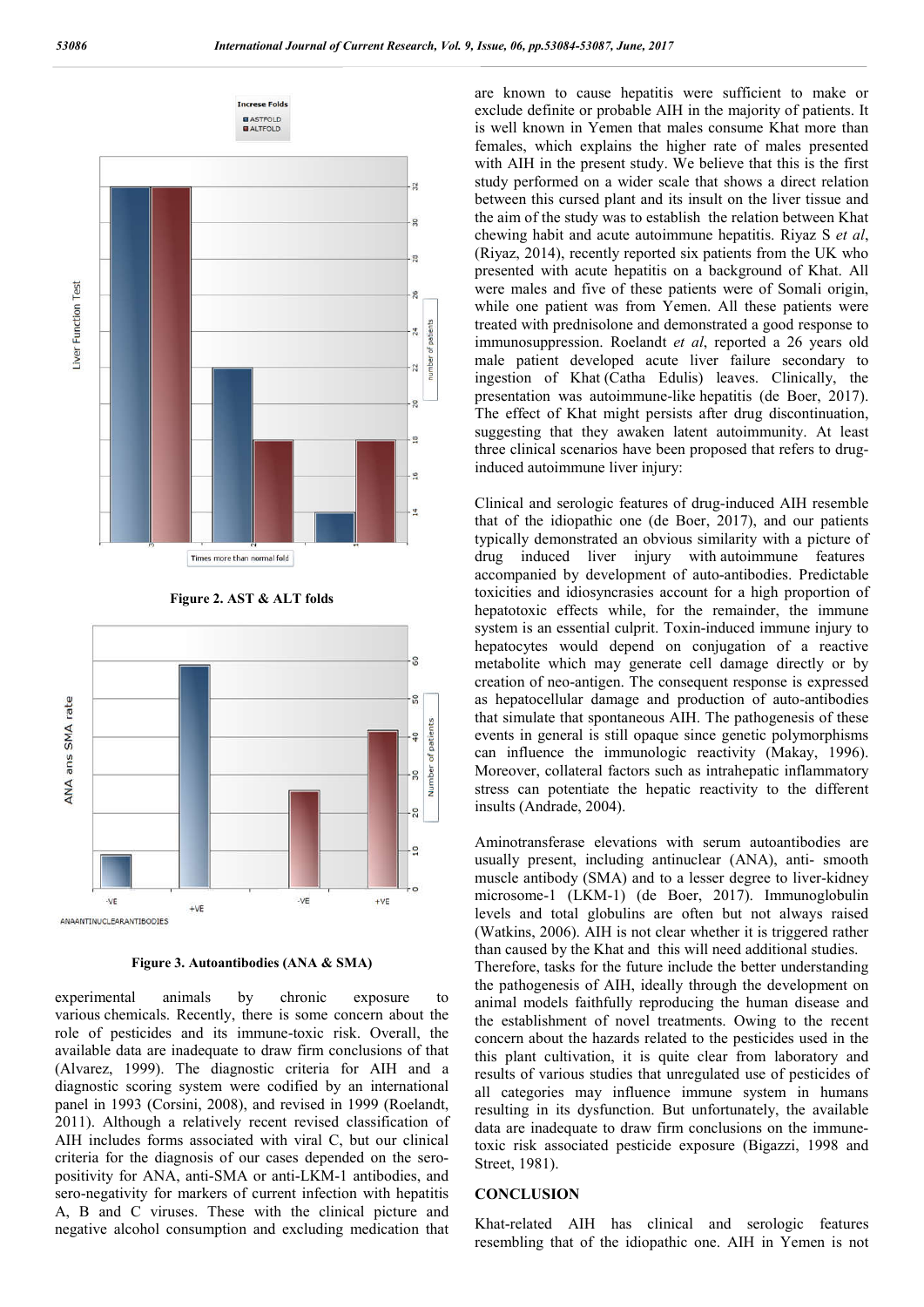Figure 2. AST & ALT folds

Figure 3. Autoantibodies (ANA & SMA)

experimental animals by chronic exposure to various chemicals. Recently, there is some concern about the role of pesticides and its immune-toxic risk. Overall, the available data are inadequate to draw firm conclusions of that (Alvarez, 1999). The diagnostic criteria for AIH and a diagnostic scoring system were codified by an international panel in 1993 (Corsini, 2008), and revised in 1999 (Roelandt, 2011). Although a relatively recent revised classification of AIH includes forms associated with viral C, but our clinical criteria for the diagnosis of our cases depended on the sero-positivity for ANA, anti-SMA or anti-LKM-1 antibodies, and sero-negativity for markers of current infection with hepatitis A, B and C viruses. These with the clinical picture and negative alcohol consumption and excluding medication that are known to cause hepatitis were sufficient to make or exclude definite or probable AIH in the majority of patients. It is well known in Yemen that males consume Khat more than females, which explains the higher rate of males presented with AIH in the present study. We believe that this is the first study performed on a wider scale that shows a direct relation between this cursed plant and its insult on the liver tissue and the aim of the study was to establish the relation between Khat chewing habit and acute autoimmune hepatitis. Riyaz S *et al*, (Riyaz, 2014), recently reported six patients from the UK who presented with acute hepatitis on a background of Khat. All were males and five of these patients were of Somali origin, while one patient was from Yemen. All these patients were treated with prednisolone and demonstrated a good response to immunosuppression. Roelandt *et al*, reported a 26 years old male patient developed acute liver failure secondary to ingestion of Khat (Catha Edulis) leaves. Clinically, the presentation was autoimmune-like hepatitis (de Boer, 2017). The effect of Khat might persists after drug discontinuation, suggesting that they awaken latent autoimmunity. At least three clinical scenarios have been proposed that refers to drug-induced autoimmune liver injury:

Clinical and serologic features of drug-induced AIH resemble that of the idiopathic one (de Boer, 2017), and our patients typically demonstrated an obvious similarity with a picture of drug induced liver injury with autoimmune features accompanied by development of auto-antibodies. Predictable toxicities and idiosyncrasies account for a high proportion of hepatotoxic effects while, for the remainder, the immune system is an essential culprit. Toxin-induced immune injury to hepatocytes would depend on conjugation of a reactive metabolite which may generate cell damage directly or by creation of neo-antigen. The consequent response is expressed as hepatocellular damage and production of auto-antibodies that simulate that spontaneous AIH. The pathogenesis of these events in general is still opaque since genetic polymorphisms can influence the immunologic reactivity (Makay, 1996). Moreover, collateral factors such as intrahepatic inflammatory stress can potentiate the hepatic reactivity to the different insults (Andrade, 2004).

Aminotransferase elevations with serum autoantibodies are usually present, including antinuclear (ANA), anti- smooth muscle antibody (SMA) and to a lesser degree to liver-kidney microsome-1 (LKM-1) (de Boer, 2017). Immunoglobulin levels and total globulins are often but not always raised (Watkins, 2006). AIH is not clear whether it is triggered rather than caused by the Khat and this will need additional studies. Therefore, tasks for the future include the better understanding the pathogenesis of AIH, ideally through the development on animal models faithfully reproducing the human disease and the establishment of novel treatments. Owing to the recent concern about the hazards related to the pesticides used in the this plant cultivation, it is quite clear from laboratory and results of various studies that unregulated use of pesticides of all categories may influence immune system in humans resulting in its dysfunction. But unfortunately, the available data are inadequate to draw firm conclusions on the immune-toxic risk associated pesticide exposure (Bigazzi, 1998 and Street, 1981).

## CONCLUSION

Khat-related AIH has clinical and serologic features resembling that of the idiopathic one. AIH in Yemen is not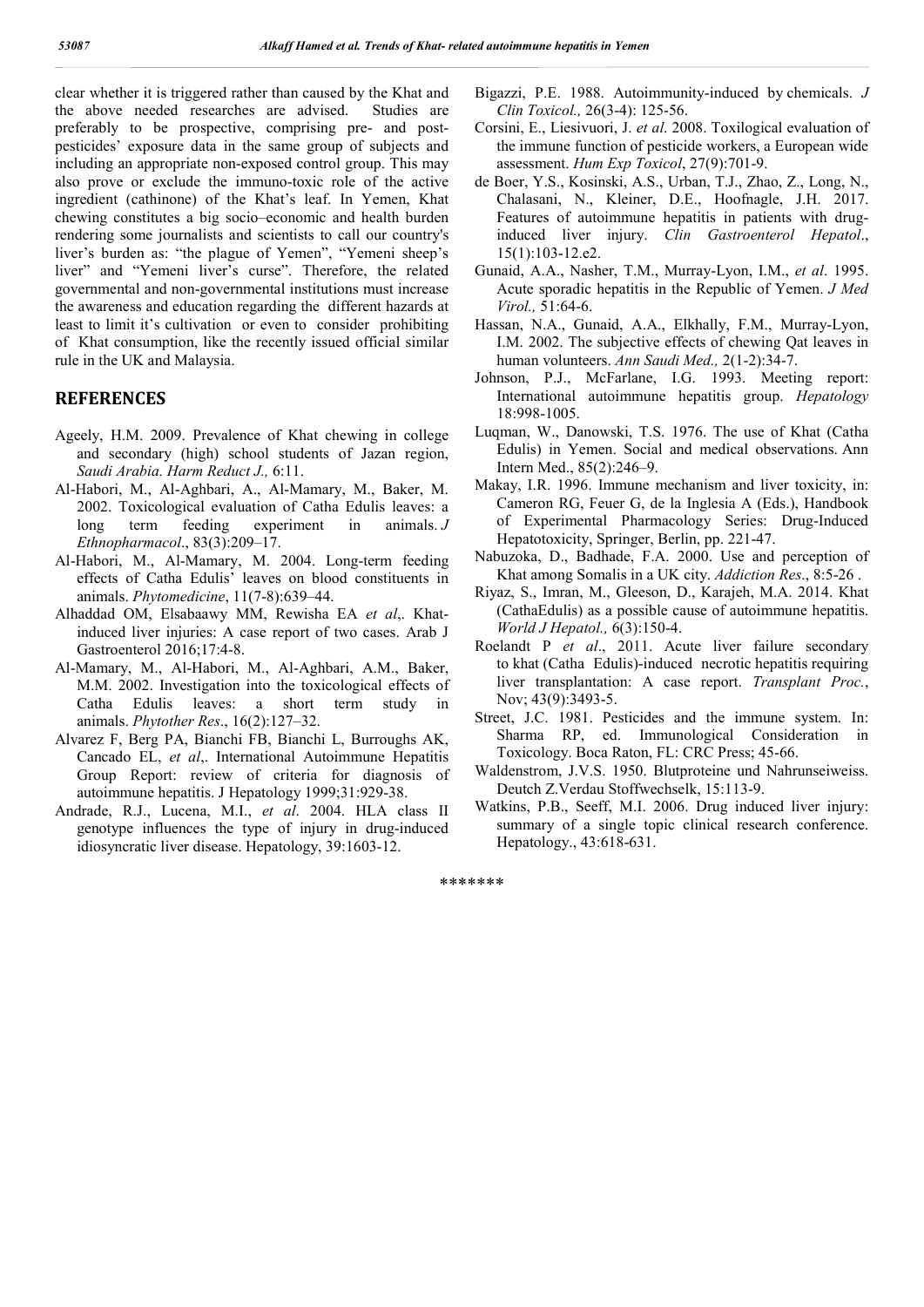clear whether it is triggered rather than caused by the Khat and the above needed researches are advised. Studies are preferably to be prospective, comprising pre- and post-pesticides' exposure data in the same group of subjects and including an appropriate non-exposed control group. This may also prove or exclude the immuno-toxic role of the active ingredient (cathinone) of the Khat's leaf. In Yemen, Khat chewing constitutes a big socio–economic and health burden rendering some journalists and scientists to call our country's liver's burden as: "the plague of Yemen", "Yemeni sheep's liver" and "Yemeni liver's curse". Therefore, the related governmental and non-governmental institutions must increase the awareness and education regarding the different hazards at least to limit it's cultivation or even to consider prohibiting of Khat consumption, like the recently issued official similar rule in the UK and Malaysia.

## REFERENCES

Ageely, H.M. 2009. Prevalence of Khat chewing in college and secondary (high) school students of Jazan region, *Saudi Arabia. Harm Reduct J.,* 6:11.

Al-Habori, M., Al-Aghbari, A., Al-Mamary, M., Baker, M. 2002. Toxicological evaluation of Catha Edulis leaves: a long term feeding experiment in animals. *J Ethnopharmacol*., 83(3):209–17.

Al-Habori, M., Al-Mamary, M. 2004. Long-term feeding effects of Catha Edulis' leaves on blood constituents in animals. *Phytomedicine*, 11(7-8):639–44.

Alhaddad OM, Elsabaawy MM, Rewisha EA *et al*,. Khat-induced liver injuries: A case report of two cases. Arab J Gastroenterol 2016;17:4-8.

Al-Mamary, M., Al-Habori, M., Al-Aghbari, A.M., Baker, M.M. 2002. Investigation into the toxicological effects of Catha Edulis leaves: a short term study in animals. *Phytother Res*., 16(2):127–32.

Alvarez F, Berg PA, Bianchi FB, Bianchi L, Burroughs AK, Cancado EL, *et al*,. International Autoimmune Hepatitis Group Report: review of criteria for diagnosis of autoimmune hepatitis. J Hepatology 1999;31:929-38.

Andrade, R.J., Lucena, M.I., *et al*. 2004. HLA class II genotype influences the type of injury in drug-induced idiosyncratic liver disease. Hepatology, 39:1603-12.

Bigazzi, P.E. 1988. Autoimmunity-induced by chemicals. *J Clin Toxicol.,* 26(3-4): 125-56.

Corsini, E., Liesivuori, J. *et al*. 2008. Toxilogical evaluation of the immune function of pesticide workers, a European wide assessment. *Hum Exp Toxicol*, 27(9):701-9.

de Boer, Y.S., Kosinski, A.S., Urban, T.J., Zhao, Z., Long, N., Chalasani, N., Kleiner, D.E., Hoofnagle, J.H. 2017. Features of autoimmune hepatitis in patients with drug-induced liver injury. *Clin Gastroenterol Hepatol*., 15(1):103-12.e2.

Gunaid, A.A., Nasher, T.M., Murray-Lyon, I.M., *et al*. 1995. Acute sporadic hepatitis in the Republic of Yemen. *J Med Virol.,* 51:64-6.

Hassan, N.A., Gunaid, A.A., Elkhally, F.M., Murray-Lyon, I.M. 2002. The subjective effects of chewing Qat leaves in human volunteers. *Ann Saudi Med.,* 2(1-2):34-7.

Johnson, P.J., McFarlane, I.G. 1993. Meeting report: International autoimmune hepatitis group. *Hepatology* 18:998-1005.

Luqman, W., Danowski, T.S. 1976. The use of Khat (Catha Edulis) in Yemen. Social and medical observations. Ann Intern Med., 85(2):246–9.

Makay, I.R. 1996. Immune mechanism and liver toxicity, in: Cameron RG, Feuer G, de la Inglesia A (Eds.), Handbook of Experimental Pharmacology Series: Drug-Induced Hepatotoxicity, Springer, Berlin, pp. 221-47.

Nabuzoka, D., Badhade, F.A. 2000. Use and perception of Khat among Somalis in a UK city. *Addiction Res*., 8:5-26 .

Riyaz, S., Imran, M., Gleeson, D., Karajeh, M.A. 2014. Khat (CathaEdulis) as a possible cause of autoimmune hepatitis. *World J Hepatol.,* 6(3):150-4.

Roelandt P *et al*., 2011. Acute liver failure secondary to khat (Catha Edulis)-induced necrotic hepatitis requiring liver transplantation: A case report. *Transplant Proc.*, Nov; 43(9):3493-5.

Street, J.C. 1981. Pesticides and the immune system. In: Sharma RP, ed. Immunological Consideration in Toxicology. Boca Raton, FL: CRC Press; 45-66.

Waldenstrom, J.V.S. 1950. Blutproteine und Nahrunseiweiss. Deutch Z.Verdau Stoffwechselk, 15:113-9.

Watkins, P.B., Seeff, M.I. 2006. Drug induced liver injury: summary of a single topic clinical research conference. Hepatology., 43:618-631.

*******